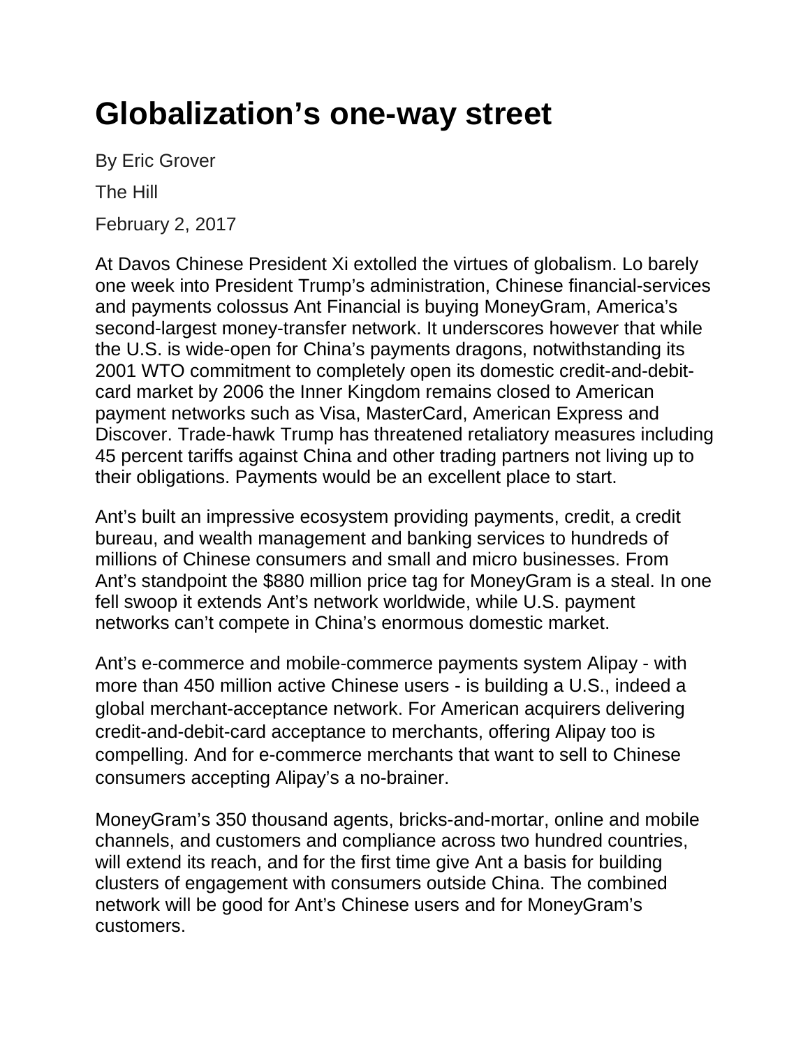# Globalization's one-way street

By Eric Grover

The Hill

February 2, 2017

At Davos Chinese President Xi extolled the virtues of globalism. Lo barely one week into President Trump's administration, Chinese financial-services and payments colossus Ant Financial is buying MoneyGram, America's second-largest money-transfer network. It underscores however that while the U.S. is wide-open for China's payments dragons, notwithstanding its 2001 WTO commitment to completely open its domestic credit-and-debit-card market by 2006 the Inner Kingdom remains closed to American payment networks such as Visa, MasterCard, American Express and Discover. Trade-hawk Trump has threatened retaliatory measures including 45 percent tariffs against China and other trading partners not living up to their obligations. Payments would be an excellent place to start.

Ant's built an impressive ecosystem providing payments, credit, a credit bureau, and wealth management and banking services to hundreds of millions of Chinese consumers and small and micro businesses. From Ant's standpoint the $880 million price tag for MoneyGram is a steal. In one fell swoop it extends Ant's network worldwide, while U.S. payment networks can't compete in China's enormous domestic market.

Ant's e-commerce and mobile-commerce payments system Alipay - with more than 450 million active Chinese users - is building a U.S., indeed a global merchant-acceptance network. For American acquirers delivering credit-and-debit-card acceptance to merchants, offering Alipay too is compelling. And for e-commerce merchants that want to sell to Chinese consumers accepting Alipay's a no-brainer.

MoneyGram's 350 thousand agents, bricks-and-mortar, online and mobile channels, and customers and compliance across two hundred countries, will extend its reach, and for the first time give Ant a basis for building clusters of engagement with consumers outside China. The combined network will be good for Ant's Chinese users and for MoneyGram's customers.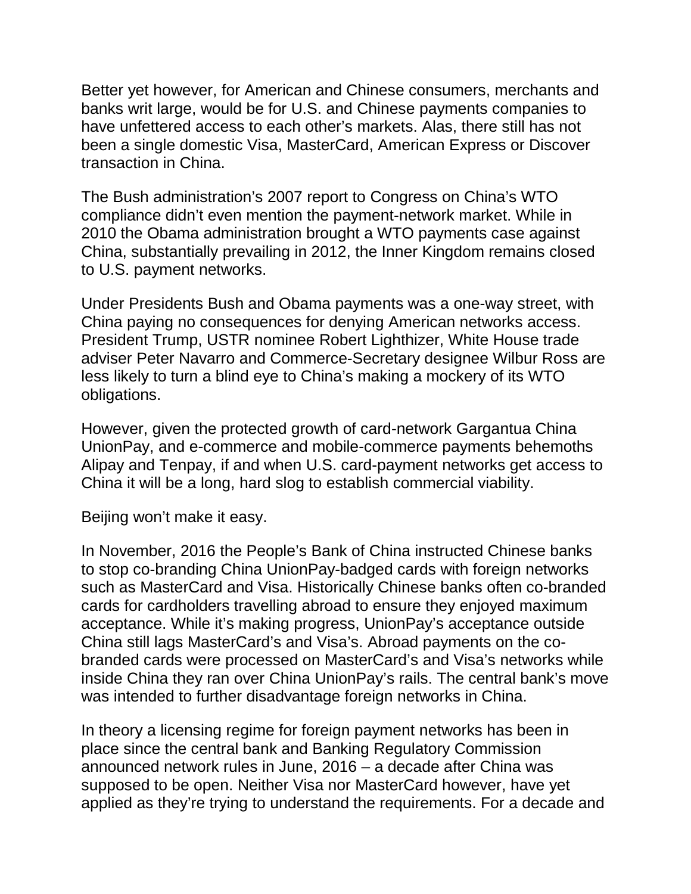Better yet however, for American and Chinese consumers, merchants and banks writ large, would be for U.S. and Chinese payments companies to have unfettered access to each other's markets. Alas, there still has not been a single domestic Visa, MasterCard, American Express or Discover transaction in China.

The Bush administration's 2007 report to Congress on China's WTO compliance didn't even mention the payment-network market. While in 2010 the Obama administration brought a WTO payments case against China, substantially prevailing in 2012, the Inner Kingdom remains closed to U.S. payment networks.

Under Presidents Bush and Obama payments was a one-way street, with China paying no consequences for denying American networks access. President Trump, USTR nominee Robert Lighthizer, White House trade adviser Peter Navarro and Commerce-Secretary designee Wilbur Ross are less likely to turn a blind eye to China's making a mockery of its WTO obligations.

However, given the protected growth of card-network Gargantua China UnionPay, and e-commerce and mobile-commerce payments behemoths Alipay and Tenpay, if and when U.S. card-payment networks get access to China it will be a long, hard slog to establish commercial viability.

Beijing won't make it easy.

In November, 2016 the People's Bank of China instructed Chinese banks to stop co-branding China UnionPay-badged cards with foreign networks such as MasterCard and Visa. Historically Chinese banks often co-branded cards for cardholders travelling abroad to ensure they enjoyed maximum acceptance. While it's making progress, UnionPay's acceptance outside China still lags MasterCard's and Visa's. Abroad payments on the co-branded cards were processed on MasterCard's and Visa's networks while inside China they ran over China UnionPay's rails. The central bank's move was intended to further disadvantage foreign networks in China.

In theory a licensing regime for foreign payment networks has been in place since the central bank and Banking Regulatory Commission announced network rules in June, 2016 – a decade after China was supposed to be open. Neither Visa nor MasterCard however, have yet applied as they're trying to understand the requirements. For a decade and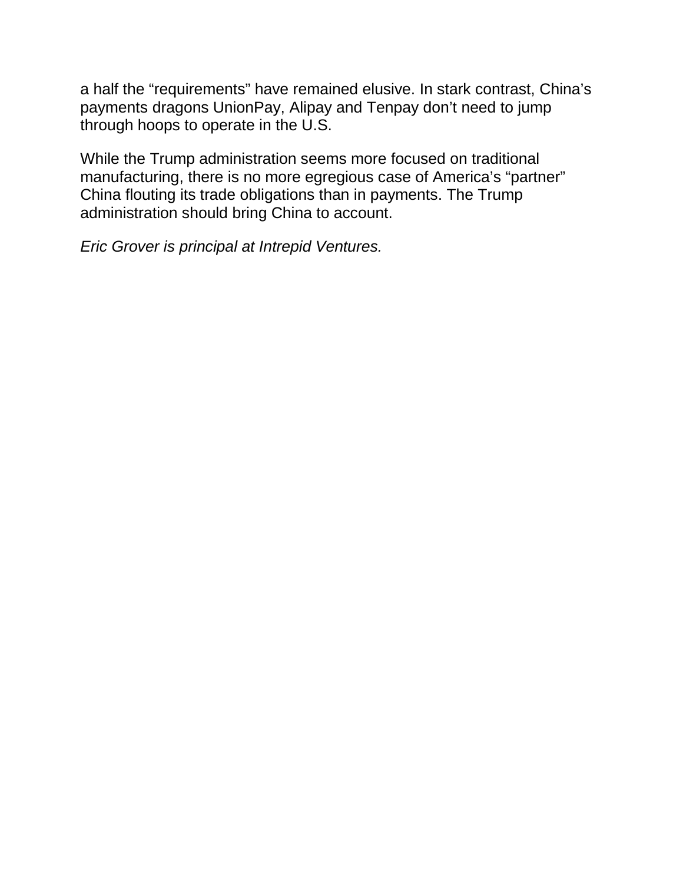a half the “requirements” have remained elusive. In stark contrast, China’s payments dragons UnionPay, Alipay and Tenpay don’t need to jump through hoops to operate in the U.S.

While the Trump administration seems more focused on traditional manufacturing, there is no more egregious case of America’s “partner” China flouting its trade obligations than in payments. The Trump administration should bring China to account.

*Eric Grover is principal at Intrepid Ventures.*